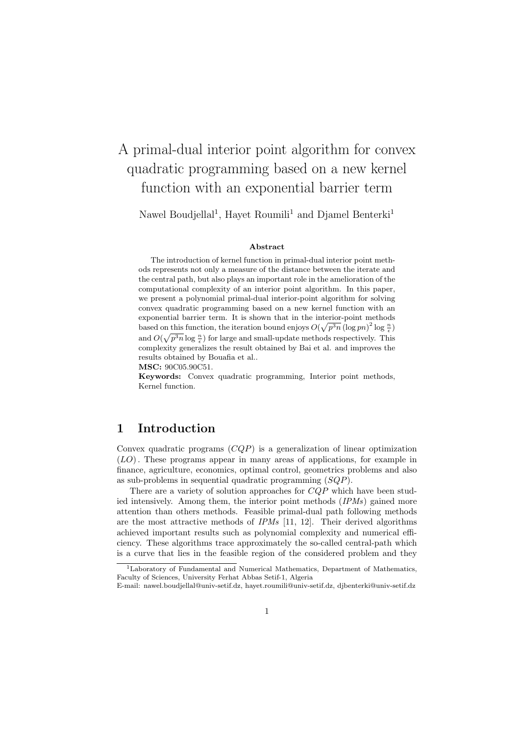# A primal-dual interior point algorithm for convex quadratic programming based on a new kernel function with an exponential barrier term

Nawel Boudjellal[1], Hayet Roumili[1] and Djamel Benterki[1]

### Abstract

The introduction of kernel function in primal-dual interior point methods represents not only a measure of the distance between the iterate and the central path, but also plays an important role in the amelioration of the computational complexity of an interior point algorithm. In this paper, we present a polynomial primal-dual interior-point algorithm for solving convex quadratic programming based on a new kernel function with an exponential barrier term. It is shown that in the interior-point methods based on this function, the iteration bound enjoys $O(\sqrt{p^3 n}\,(\log pm)^2 \log \frac{n}{\epsilon})$ and $O(\sqrt{p^3 n} \log \frac{n}{\epsilon})$ for large and small-update methods respectively. This complexity generalizes the result obtained by Bai et al. and improves the results obtained by Bouafia et al..

**MSC:** 90C05.90C51.

**Keywords:** Convex quadratic programming, Interior point methods, Kernel function.

## 1 Introduction

Convex quadratic programs $(CQP)$ is a generalization of linear optimization $(LO)$. These programs appear in many areas of applications, for example in finance, agriculture, economics, optimal control, geometrics problems and also as sub-problems in sequential quadratic programming $(SQP)$.

There are a variety of solution approaches for $CQP$ which have been studied intensively. Among them, the interior point methods (*IPMs*) gained more attention than others methods. Feasible primal-dual path following methods are the most attractive methods of *IPMs* [11, 12]. Their derived algorithms achieved important results such as polynomial complexity and numerical efficiency. These algorithms trace approximately the so-called central-path which is a curve that lies in the feasible region of the considered problem and they

[1] Laboratory of Fundamental and Numerical Mathematics, Department of Mathematics, Faculty of Sciences, University Ferhat Abbas Setif-1, Algeria
E-mail: nawel.boudjellal@univ-setif.dz, hayet.roumili@univ-setif.dz, djbenterki@univ-setif.dz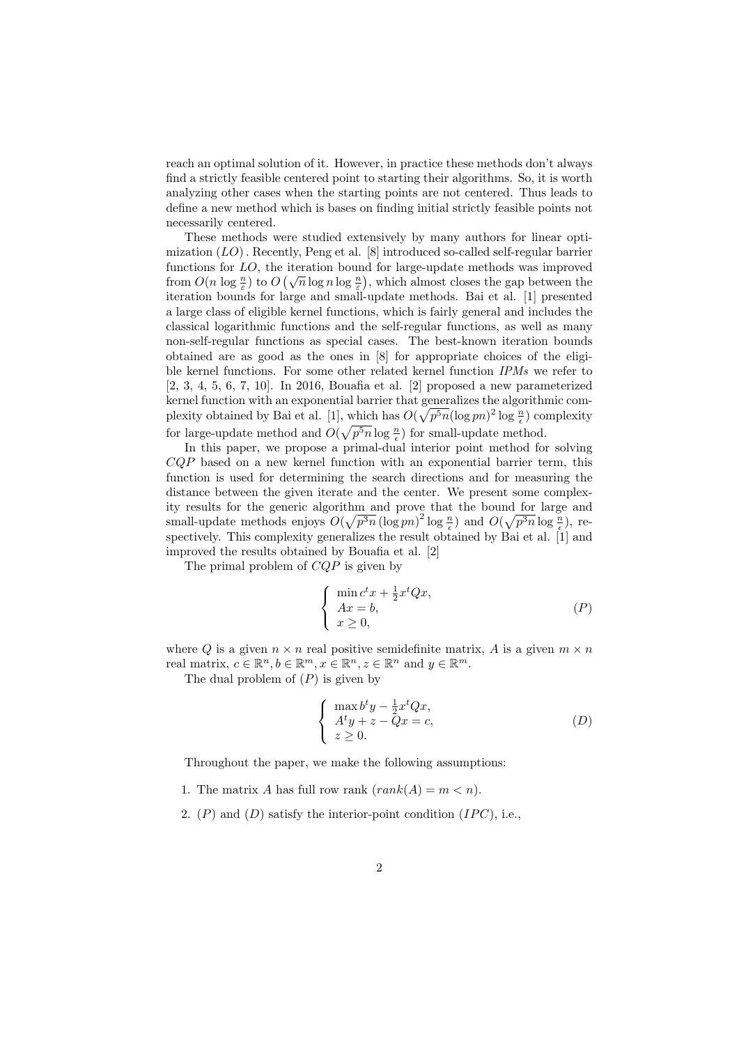reach an optimal solution of it. However, in practice these methods don't always find a strictly feasible centered point to starting their algorithms. So, it is worth analyzing other cases when the starting points are not centered. Thus leads to define a new method which is bases on finding initial strictly feasible points not necessarily centered.

These methods were studied extensively by many authors for linear optimization $(LO)$. Recently, Peng et al. [8] introduced so-called self-regular barrier functions for $LO$, the iteration bound for large-update methods was improved from $O(n \log \frac{n}{\varepsilon})$ to $O\left(\sqrt{n} \log n \log \frac{n}{\varepsilon}\right)$, which almost closes the gap between the iteration bounds for large and small-update methods. Bai et al. [1] presented a large class of eligible kernel functions, which is fairly general and includes the classical logarithmic functions and the self-regular functions, as well as many non-self-regular functions as special cases. The best-known iteration bounds obtained are as good as the ones in [8] for appropriate choices of the eligible kernel functions. For some other related kernel function *IPMs* we refer to [2, 3, 4, 5, 6, 7, 10]. In 2016, Bouafia et al. [2] proposed a new parameterized kernel function with an exponential barrier that generalizes the algorithmic complexity obtained by Bai et al. [1], which has $O(\sqrt{p^5 n}(\log pn)^2 \log \frac{n}{\epsilon})$ complexity for large-update method and $O(\sqrt{p^5 n} \log \frac{n}{\epsilon})$ for small-update method.

In this paper, we propose a primal-dual interior point method for solving $CQP$ based on a new kernel function with an exponential barrier term, this function is used for determining the search directions and for measuring the distance between the given iterate and the center. We present some complexity results for the generic algorithm and prove that the bound for large and small-update methods enjoys $O(\sqrt{p^3 n}\,(\log pn)^2 \log \frac{n}{\epsilon})$ and $O(\sqrt{p^3 n} \log \frac{n}{\epsilon})$, respectively. This complexity generalizes the result obtained by Bai et al. [1] and improved the results obtained by Bouafia et al. [2]

The primal problem of $CQP$ is given by

$$
\left\{
\begin{array}{l}
\min c^t x + \frac{1}{2} x^t Q x, \\
Ax = b, \\
x \geq 0,
\end{array}
\right.
\tag{$P$}
$$

where $Q$ is a given $n \times n$ real positive semidefinite matrix, $A$ is a given $m \times n$ real matrix, $c \in \mathbb{R}^n, b \in \mathbb{R}^m, x \in \mathbb{R}^n, z \in \mathbb{R}^n$ and $y \in \mathbb{R}^m$.

The dual problem of $(P)$ is given by

$$
\left\{
\begin{array}{l}
\max b^t y - \frac{1}{2} x^t Q x, \\
A^t y + z - Qx = c, \\
z \geq 0.
\end{array}
\right.
\tag{$D$}
$$

Throughout the paper, we make the following assumptions:

1. The matrix $A$ has full row rank $(rank(A) = m < n)$.
2. $(P)$ and $(D)$ satisfy the interior-point condition $(IPC)$, i.e.,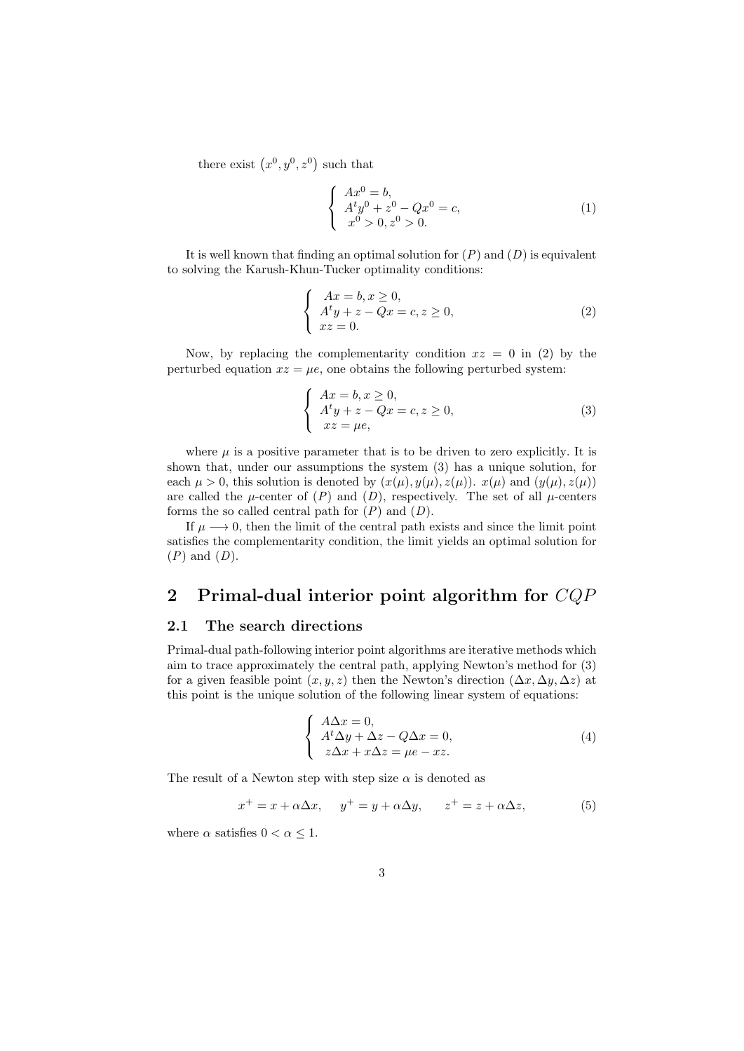there exist $\left(x^0, y^0, z^0\right)$ such that

$$
\left\{
\begin{array}{l}
Ax^0 = b, \\
A^t y^0 + z^0 - Qx^0 = c, \\
x^0 > 0, z^0 > 0.
\end{array}
\right.
\tag{1}
$$

It is well known that finding an optimal solution for $(P)$ and $(D)$ is equivalent to solving the Karush-Khun-Tucker optimality conditions:

$$
\left\{
\begin{array}{l}
Ax = b, x \geq 0, \\
A^t y + z - Qx = c, z \geq 0, \\
xz = 0.
\end{array}
\right.
\tag{2}
$$

Now, by replacing the complementarity condition $xz = 0$ in (2) by the perturbed equation $xz = \mu e$, one obtains the following perturbed system:

$$
\left\{
\begin{array}{l}
Ax = b, x \geq 0, \\
A^t y + z - Qx = c, z \geq 0, \\
xz = \mu e,
\end{array}
\right.
\tag{3}
$$

where $\mu$ is a positive parameter that is to be driven to zero explicitly. It is shown that, under our assumptions the system (3) has a unique solution, for each $\mu > 0$, this solution is denoted by $(x(\mu), y(\mu), z(\mu))$. $x(\mu)$ and $(y(\mu), z(\mu))$ are called the $\mu$-center of $(P)$ and $(D)$, respectively. The set of all $\mu$-centers forms the so called central path for $(P)$ and $(D)$.

If $\mu \longrightarrow 0$, then the limit of the central path exists and since the limit point satisfies the complementarity condition, the limit yields an optimal solution for $(P)$ and $(D)$.

## 2 Primal-dual interior point algorithm for $CQP$

### 2.1 The search directions

Primal-dual path-following interior point algorithms are iterative methods which aim to trace approximately the central path, applying Newton's method for (3) for a given feasible point $(x, y, z)$ then the Newton's direction $(\Delta x, \Delta y, \Delta z)$ at this point is the unique solution of the following linear system of equations:

$$
\left\{
\begin{array}{l}
A\Delta x = 0, \\
A^t \Delta y + \Delta z - Q\Delta x = 0, \\
z\Delta x + x\Delta z = \mu e - xz.
\end{array}
\right.
\tag{4}
$$

The result of a Newton step with step size $\alpha$ is denoted as

$$
x^+ = x + \alpha \Delta x, \quad y^+ = y + \alpha \Delta y, \quad z^+ = z + \alpha \Delta z,
\tag{5}
$$

where $\alpha$ satisfies $0 < \alpha \leq 1$.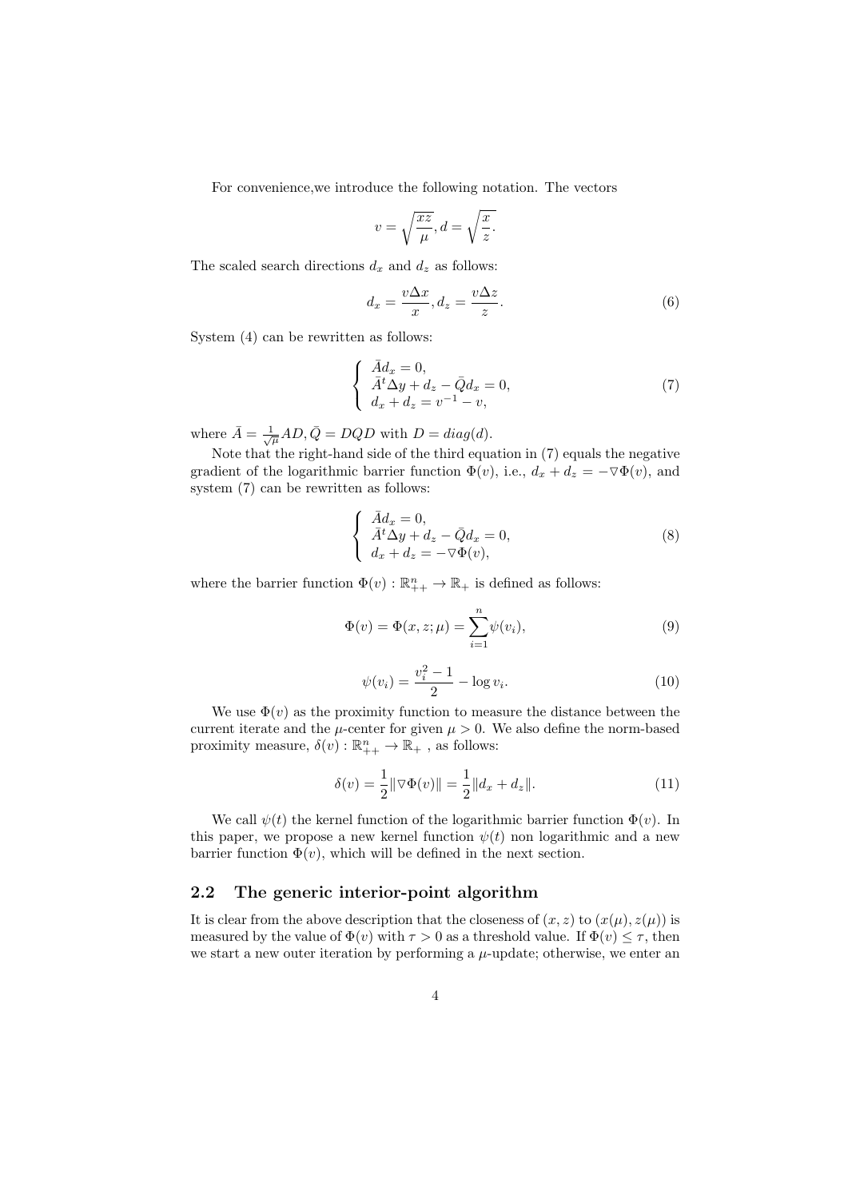For convenience,we introduce the following notation. The vectors

$$v = \sqrt{\frac{xz}{\mu}}, d = \sqrt{\frac{x}{z}}.$$

The scaled search directions $d_x$ and $d_z$ as follows:

$$d_x = \frac{v\Delta x}{x}, d_z = \frac{v\Delta z}{z}. \tag{6}$$

System (4) can be rewritten as follows:

$$\begin{cases} \bar{A}d_x = 0, \\ \bar{A}^t\Delta y + d_z - \bar{Q}d_x = 0, \\ d_x + d_z = v^{-1} - v, \end{cases} \tag{7}$$

where $\bar{A} = \frac{1}{\sqrt{\mu}}AD, \bar{Q} = DQD$ with $D = diag(d)$.

Note that the right-hand side of the third equation in (7) equals the negative gradient of the logarithmic barrier function $\Phi(v)$, i.e., $d_x + d_z = -\triangledown\Phi(v)$, and system (7) can be rewritten as follows:

$$\begin{cases} \bar{A}d_x = 0, \\ \bar{A}^t\Delta y + d_z - \bar{Q}d_x = 0, \\ d_x + d_z = -\triangledown\Phi(v), \end{cases} \tag{8}$$

where the barrier function $\Phi(v) : \mathbb{R}^n_{++} \to \mathbb{R}_+$ is defined as follows:

$$\Phi(v) = \Phi(x, z; \mu) = \sum_{i=1}^{n} \psi(v_i), \tag{9}$$

$$\psi(v_i) = \frac{v_i^2 - 1}{2} - \log v_i. \tag{10}$$

We use $\Phi(v)$ as the proximity function to measure the distance between the current iterate and the $\mu$-center for given $\mu > 0$. We also define the norm-based proximity measure, $\delta(v) : \mathbb{R}^n_{++} \to \mathbb{R}_+$ , as follows:

$$\delta(v) = \frac{1}{2}\|\triangledown\Phi(v)\| = \frac{1}{2}\|d_x + d_z\|. \tag{11}$$

We call $\psi(t)$ the kernel function of the logarithmic barrier function $\Phi(v)$. In this paper, we propose a new kernel function $\psi(t)$ non logarithmic and a new barrier function $\Phi(v)$, which will be defined in the next section.

### 2.2 The generic interior-point algorithm

It is clear from the above description that the closeness of $(x, z)$ to $(x(\mu), z(\mu))$ is measured by the value of $\Phi(v)$ with $\tau > 0$ as a threshold value. If $\Phi(v) \leq \tau$, then we start a new outer iteration by performing a $\mu$-update; otherwise, we enter an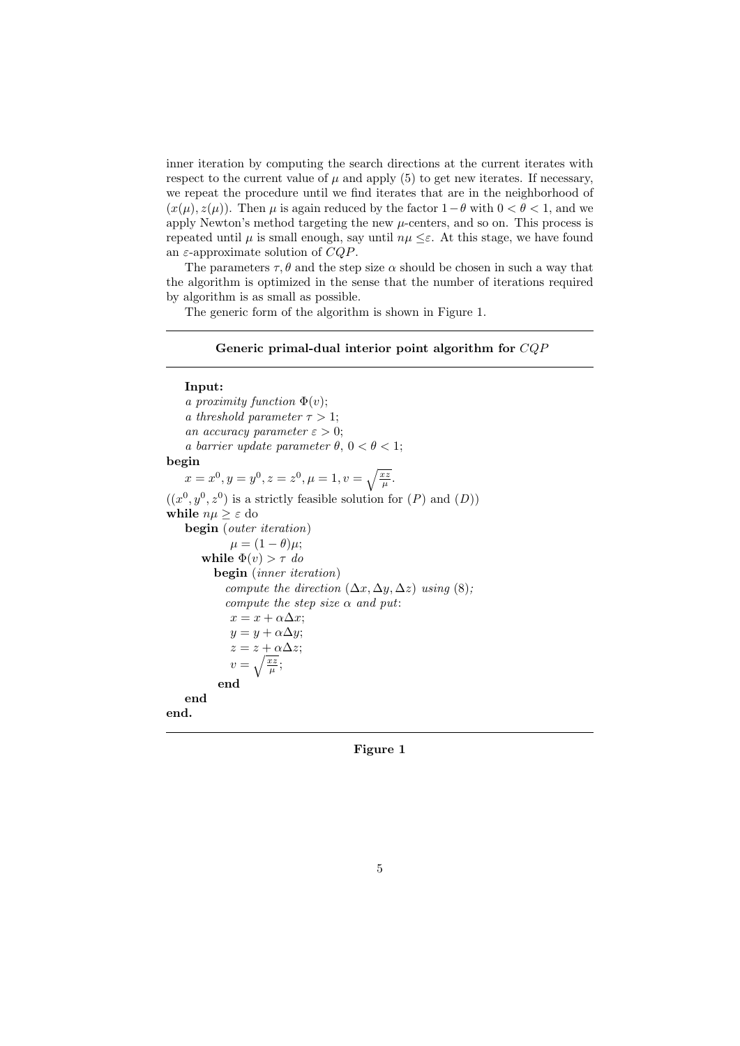inner iteration by computing the search directions at the current iterates with respect to the current value of $\mu$ and apply (5) to get new iterates. If necessary, we repeat the procedure until we find iterates that are in the neighborhood of $(x(\mu), z(\mu))$. Then $\mu$ is again reduced by the factor $1-\theta$ with $0 < \theta < 1$, and we apply Newton's method targeting the new $\mu$-centers, and so on. This process is repeated until $\mu$ is small enough, say until $n\mu \leq \varepsilon$. At this stage, we have found an $\varepsilon$-approximate solution of $CQP$.

The parameters $\tau, \theta$ and the step size $\alpha$ should be chosen in such a way that the algorithm is optimized in the sense that the number of iterations required by algorithm is as small as possible.

The generic form of the algorithm is shown in Figure 1.

---

**Generic primal-dual interior point algorithm for** $CQP$

---

**Input:**
*a proximity function* $\Phi(v)$;
*a threshold parameter* $\tau > 1$;
*an accuracy parameter* $\varepsilon > 0$;
*a barrier update parameter* $\theta$, $0 < \theta < 1$;

**begin**
$x = x^0, y = y^0, z = z^0, \mu = 1, v = \sqrt{\frac{xz}{\mu}}$.
($(x^0, y^0, z^0)$ is a strictly feasible solution for $(P)$ and $(D)$)
**while** $n\mu \geq \varepsilon$ do
  **begin** (*outer iteration*)
    $\mu = (1-\theta)\mu$;
    **while** $\Phi(v) > \tau$ *do*
      **begin** (*inner iteration*)
        *compute the direction* $(\Delta x, \Delta y, \Delta z)$ *using* (8);
        *compute the step size* $\alpha$ *and put*:
        $x = x + \alpha \Delta x$;
        $y = y + \alpha \Delta y$;
        $z = z + \alpha \Delta z$;
        $v = \sqrt{\frac{xz}{\mu}}$;
      **end**
  **end**
**end.**

---

**Figure 1**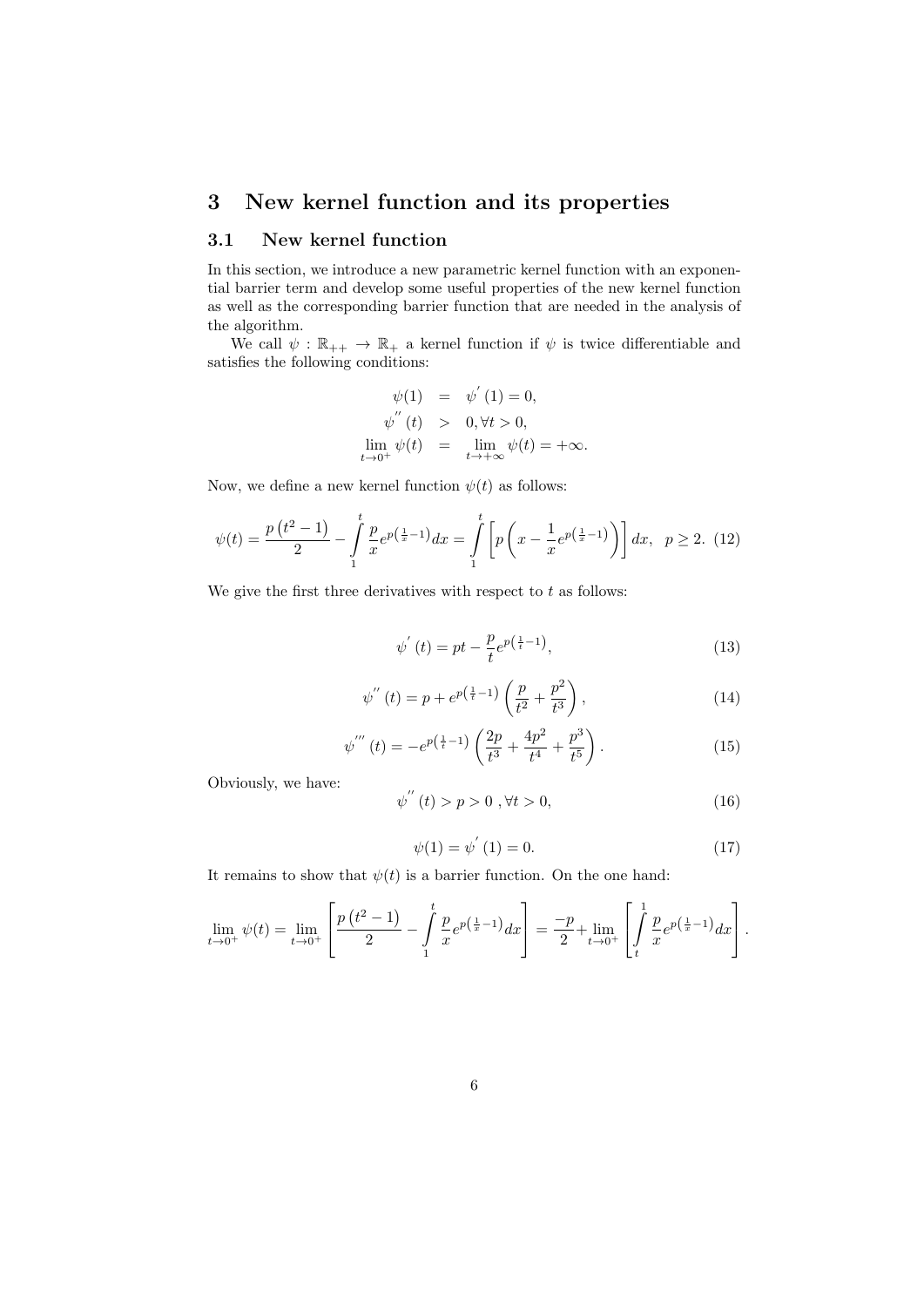# 3 New kernel function and its properties

## 3.1 New kernel function

In this section, we introduce a new parametric kernel function with an exponential barrier term and develop some useful properties of the new kernel function as well as the corresponding barrier function that are needed in the analysis of the algorithm.

We call $\psi : \mathbb{R}_{++} \to \mathbb{R}_{+}$ a kernel function if $\psi$ is twice differentiable and satisfies the following conditions:

$$
\begin{aligned}
\psi(1) &= \psi^{'}(1) = 0, \\
\psi^{''}(t) &> 0, \forall t > 0, \\
\lim_{t \to 0^{+}} \psi(t) &= \lim_{t \to +\infty} \psi(t) = +\infty.
\end{aligned}
$$

Now, we define a new kernel function $\psi(t)$ as follows:

$$
\psi(t) = \frac{p\left(t^{2}-1\right)}{2} - \int_{1}^{t} \frac{p}{x} e^{p\left(\frac{1}{x}-1\right)} dx = \int_{1}^{t} \left[ p\left( x - \frac{1}{x} e^{p\left(\frac{1}{x}-1\right)} \right) \right] dx, \quad p \geq 2. \quad (12)
$$

We give the first three derivatives with respect to $t$ as follows:

$$
\psi^{'}(t) = pt - \frac{p}{t} e^{p\left(\frac{1}{t}-1\right)}, \tag{13}
$$

$$
\psi^{''}(t) = p + e^{p\left(\frac{1}{t}-1\right)} \left( \frac{p}{t^{2}} + \frac{p^{2}}{t^{3}} \right), \tag{14}
$$

$$
\psi^{'''}(t) = -e^{p\left(\frac{1}{t}-1\right)} \left( \frac{2p}{t^{3}} + \frac{4p^{2}}{t^{4}} + \frac{p^{3}}{t^{5}} \right). \tag{15}
$$

Obviously, we have:

$$
\psi^{''}(t) > p > 0 \ , \forall t > 0, \tag{16}
$$

$$
\psi(1) = \psi^{'}(1) = 0. \tag{17}
$$

It remains to show that $\psi(t)$ is a barrier function. On the one hand:

$$
\lim_{t \to 0^{+}} \psi(t) = \lim_{t \to 0^{+}} \left[ \frac{p\left(t^{2}-1\right)}{2} - \int_{1}^{t} \frac{p}{x} e^{p\left(\frac{1}{x}-1\right)} dx \right] = \frac{-p}{2} + \lim_{t \to 0^{+}} \left[ \int_{t}^{1} \frac{p}{x} e^{p\left(\frac{1}{x}-1\right)} dx \right].
$$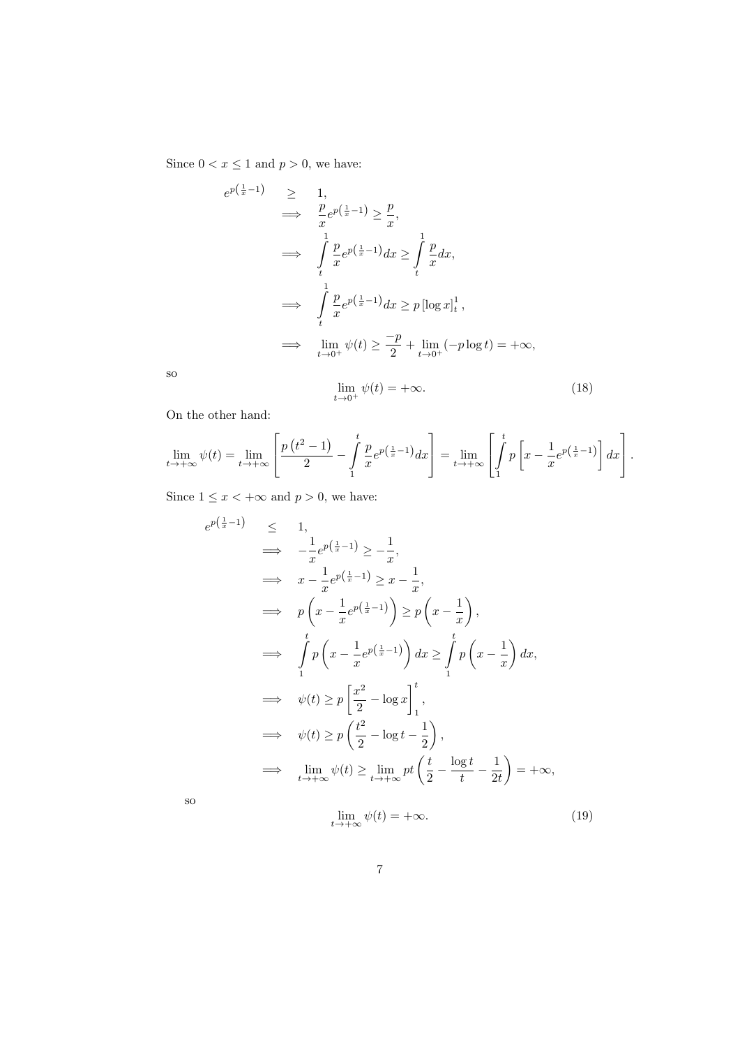Since $0 < x \leq 1$ and $p > 0$, we have:

$$
\begin{aligned}
e^{p\left(\frac{1}{x}-1\right)} &\geq 1, \\
&\Longrightarrow \quad \frac{p}{x} e^{p\left(\frac{1}{x}-1\right)} \geq \frac{p}{x}, \\
&\Longrightarrow \quad \int\limits_t^1 \frac{p}{x} e^{p\left(\frac{1}{x}-1\right)} dx \geq \int\limits_t^1 \frac{p}{x} dx, \\
&\Longrightarrow \quad \int\limits_t^1 \frac{p}{x} e^{p\left(\frac{1}{x}-1\right)} dx \geq p \left[\log x\right]_t^1, \\
&\Longrightarrow \quad \lim_{t\to 0^+} \psi(t) \geq \frac{-p}{2} + \lim_{t\to 0^+} (-p \log t) = +\infty,
\end{aligned}
$$

so

$$
\lim_{t\to 0^+} \psi(t) = +\infty. \tag{18}
$$

On the other hand:

$$
\lim_{t\to+\infty} \psi(t) = \lim_{t\to+\infty} \left[ \frac{p\left(t^2-1\right)}{2} - \int\limits_1^t \frac{p}{x} e^{p\left(\frac{1}{x}-1\right)} dx \right] = \lim_{t\to+\infty} \left[ \int\limits_1^t p\left[x - \frac{1}{x} e^{p\left(\frac{1}{x}-1\right)}\right] dx \right].
$$

Since $1 \leq x < +\infty$ and $p > 0$, we have:

$$
\begin{aligned}
e^{p\left(\frac{1}{x}-1\right)} &\leq 1, \\
&\Longrightarrow \quad -\frac{1}{x} e^{p\left(\frac{1}{x}-1\right)} \geq -\frac{1}{x}, \\
&\Longrightarrow \quad x - \frac{1}{x} e^{p\left(\frac{1}{x}-1\right)} \geq x - \frac{1}{x}, \\
&\Longrightarrow \quad p\left(x - \frac{1}{x} e^{p\left(\frac{1}{x}-1\right)}\right) \geq p\left(x - \frac{1}{x}\right), \\
&\Longrightarrow \quad \int\limits_1^t p\left(x - \frac{1}{x} e^{p\left(\frac{1}{x}-1\right)}\right) dx \geq \int\limits_1^t p\left(x - \frac{1}{x}\right) dx, \\
&\Longrightarrow \quad \psi(t) \geq p\left[\frac{x^2}{2} - \log x\right]_1^t, \\
&\Longrightarrow \quad \psi(t) \geq p\left(\frac{t^2}{2} - \log t - \frac{1}{2}\right), \\
&\Longrightarrow \quad \lim_{t\to+\infty} \psi(t) \geq \lim_{t\to+\infty} pt\left(\frac{t}{2} - \frac{\log t}{t} - \frac{1}{2t}\right) = +\infty,
\end{aligned}
$$

so

$$
\lim_{t\to+\infty} \psi(t) = +\infty. \tag{19}
$$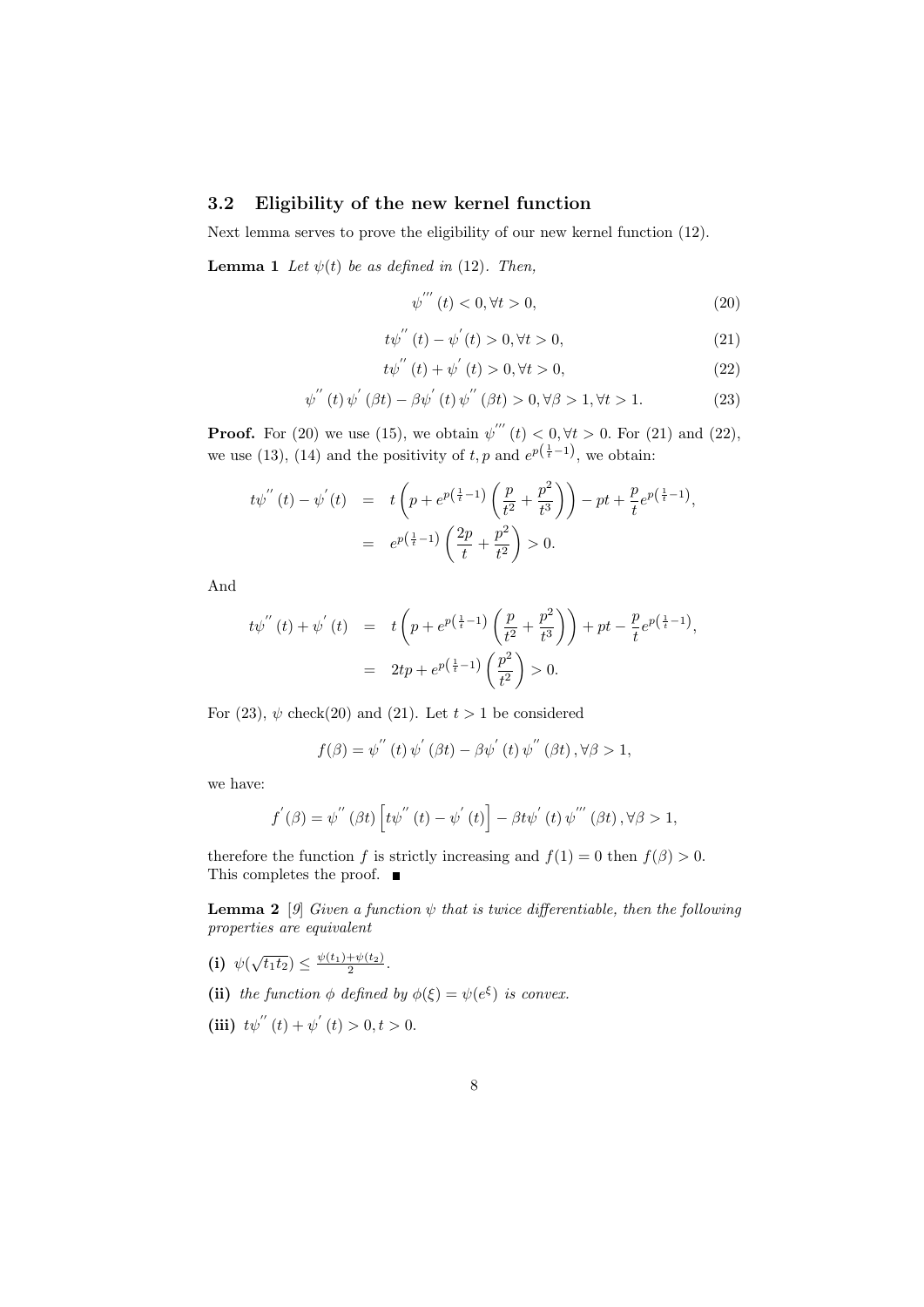### 3.2 Eligibility of the new kernel function

Next lemma serves to prove the eligibility of our new kernel function (12).

**Lemma 1** *Let $\psi(t)$ be as defined in* (12)*. Then,*

$$\psi^{'''}(t) < 0, \forall t > 0, \tag{20}$$

$$t\psi^{''}(t) - \psi^{'}(t) > 0, \forall t > 0, \tag{21}$$

$$t\psi^{''}(t) + \psi^{'}(t) > 0, \forall t > 0, \tag{22}$$

$$\psi^{''}(t)\,\psi^{'}(\beta t) - \beta\psi^{'}(t)\,\psi^{''}(\beta t) > 0, \forall \beta > 1, \forall t > 1. \tag{23}$$

**Proof.** For (20) we use (15), we obtain $\psi^{'''}(t) < 0, \forall t > 0$. For (21) and (22), we use (13), (14) and the positivity of $t, p$ and $e^{p\left(\frac{1}{t}-1\right)}$, we obtain:

$$\begin{aligned} t\psi^{''}(t) - \psi^{'}(t) &= t\left(p + e^{p\left(\frac{1}{t}-1\right)}\left(\frac{p}{t^2} + \frac{p^2}{t^3}\right)\right) - pt + \frac{p}{t}e^{p\left(\frac{1}{t}-1\right)}, \\ &= e^{p\left(\frac{1}{t}-1\right)}\left(\frac{2p}{t} + \frac{p^2}{t^2}\right) > 0. \end{aligned}$$

And

$$\begin{aligned} t\psi^{''}(t) + \psi^{'}(t) &= t\left(p + e^{p\left(\frac{1}{t}-1\right)}\left(\frac{p}{t^2} + \frac{p^2}{t^3}\right)\right) + pt - \frac{p}{t}e^{p\left(\frac{1}{t}-1\right)}, \\ &= 2tp + e^{p\left(\frac{1}{t}-1\right)}\left(\frac{p^2}{t^2}\right) > 0. \end{aligned}$$

For (23), $\psi$ check(20) and (21). Let $t > 1$ be considered

$$f(\beta) = \psi^{''}(t)\,\psi^{'}(\beta t) - \beta\psi^{'}(t)\,\psi^{''}(\beta t), \forall \beta > 1,$$

we have:

$$f^{'}(\beta) = \psi^{''}(\beta t)\left[t\psi^{''}(t) - \psi^{'}(t)\right] - \beta t\psi^{'}(t)\,\psi^{'''}(\beta t), \forall \beta > 1,$$

therefore the function $f$ is strictly increasing and $f(1) = 0$ then $f(\beta) > 0$. This completes the proof. ∎

**Lemma 2** [9] *Given a function $\psi$ that is twice differentiable, then the following properties are equivalent*

**(i)** $\psi(\sqrt{t_1 t_2}) \leq \frac{\psi(t_1)+\psi(t_2)}{2}$.

**(ii)** *the function $\phi$ defined by $\phi(\xi) = \psi(e^{\xi})$ is convex.*

**(iii)** $t\psi^{''}(t) + \psi^{'}(t) > 0, t > 0$.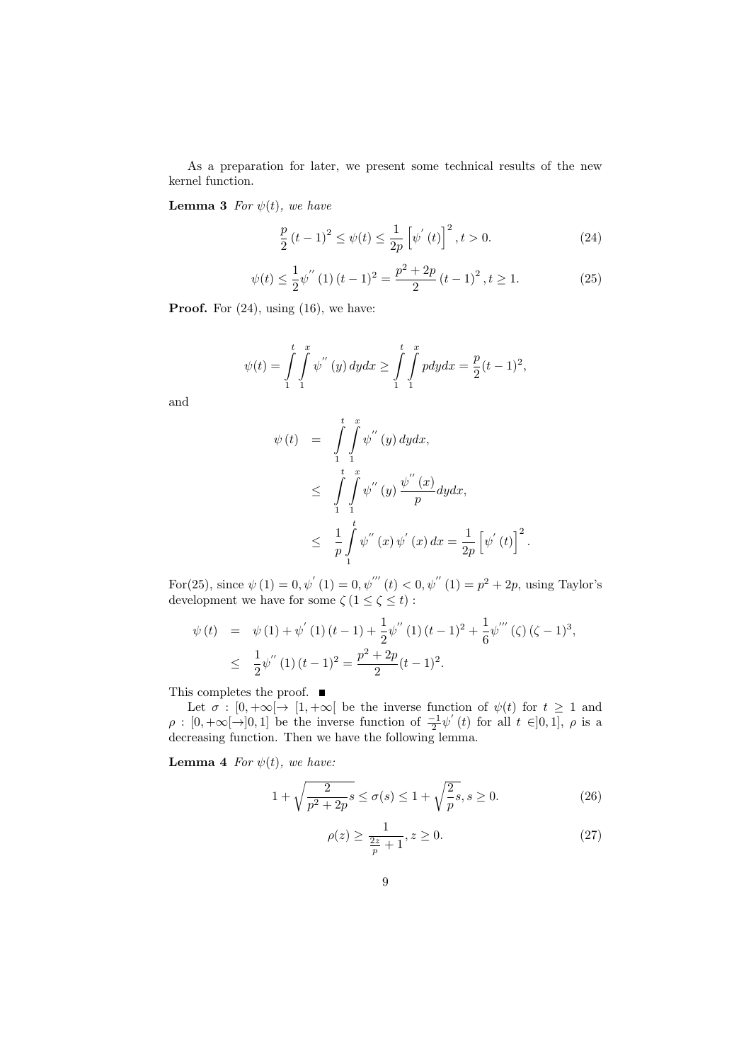As a preparation for later, we present some technical results of the new kernel function.

**Lemma 3** *For $\psi(t)$, we have*

$$\frac{p}{2}\left(t-1\right)^2 \leq \psi(t) \leq \frac{1}{2p}\left[\psi^{'}\left(t\right)\right]^2, t>0. \tag{24}$$

$$\psi(t) \leq \frac{1}{2}\psi^{''}\left(1\right)\left(t-1\right)^2 = \frac{p^2+2p}{2}\left(t-1\right)^2, t \geq 1. \tag{25}$$

**Proof.** For (24), using (16), we have:

$$\psi(t) = \int_1^t \int_1^x \psi^{''}\left(y\right)dydx \geq \int_1^t \int_1^x p dydx = \frac{p}{2}(t-1)^2,$$

and

$$\begin{aligned}
\psi\left(t\right) &= \int_1^t \int_1^x \psi^{''}\left(y\right)dydx, \\
&\leq \int_1^t \int_1^x \psi^{''}\left(y\right)\frac{\psi^{''}\left(x\right)}{p}dydx, \\
&\leq \frac{1}{p}\int_1^t \psi^{''}\left(x\right)\psi^{'}\left(x\right)dx = \frac{1}{2p}\left[\psi^{'}\left(t\right)\right]^2.
\end{aligned}$$

For(25), since $\psi\left(1\right)=0, \psi^{'}\left(1\right)=0, \psi^{'''}\left(t\right)<0, \psi^{''}\left(1\right)=p^2+2p$, using Taylor's development we have for some $\zeta\left(1 \leq \zeta \leq t\right)$ :

$$\begin{aligned}
\psi\left(t\right) &= \psi\left(1\right)+\psi^{'}\left(1\right)\left(t-1\right)+\frac{1}{2}\psi^{''}\left(1\right)\left(t-1\right)^2+\frac{1}{6}\psi^{'''}\left(\zeta\right)\left(\zeta-1\right)^3, \\
&\leq \frac{1}{2}\psi^{''}\left(1\right)\left(t-1\right)^2 = \frac{p^2+2p}{2}(t-1)^2.
\end{aligned}$$

This completes the proof. ■

Let $\sigma : [0,+\infty[\rightarrow [1,+\infty[$ be the inverse function of $\psi(t)$ for $t \geq 1$ and $\rho : [0,+\infty[\rightarrow ]0,1]$ be the inverse function of $\frac{-1}{2}\psi^{'}\left(t\right)$ for all $t \in ]0,1]$, $\rho$ is a decreasing function. Then we have the following lemma.

**Lemma 4** *For $\psi(t)$, we have:*

$$1+\sqrt{\frac{2}{p^2+2p}s} \leq \sigma(s) \leq 1+\sqrt{\frac{2}{p}s}, s \geq 0. \tag{26}$$

$$\rho(z) \geq \frac{1}{\frac{2z}{p}+1}, z \geq 0. \tag{27}$$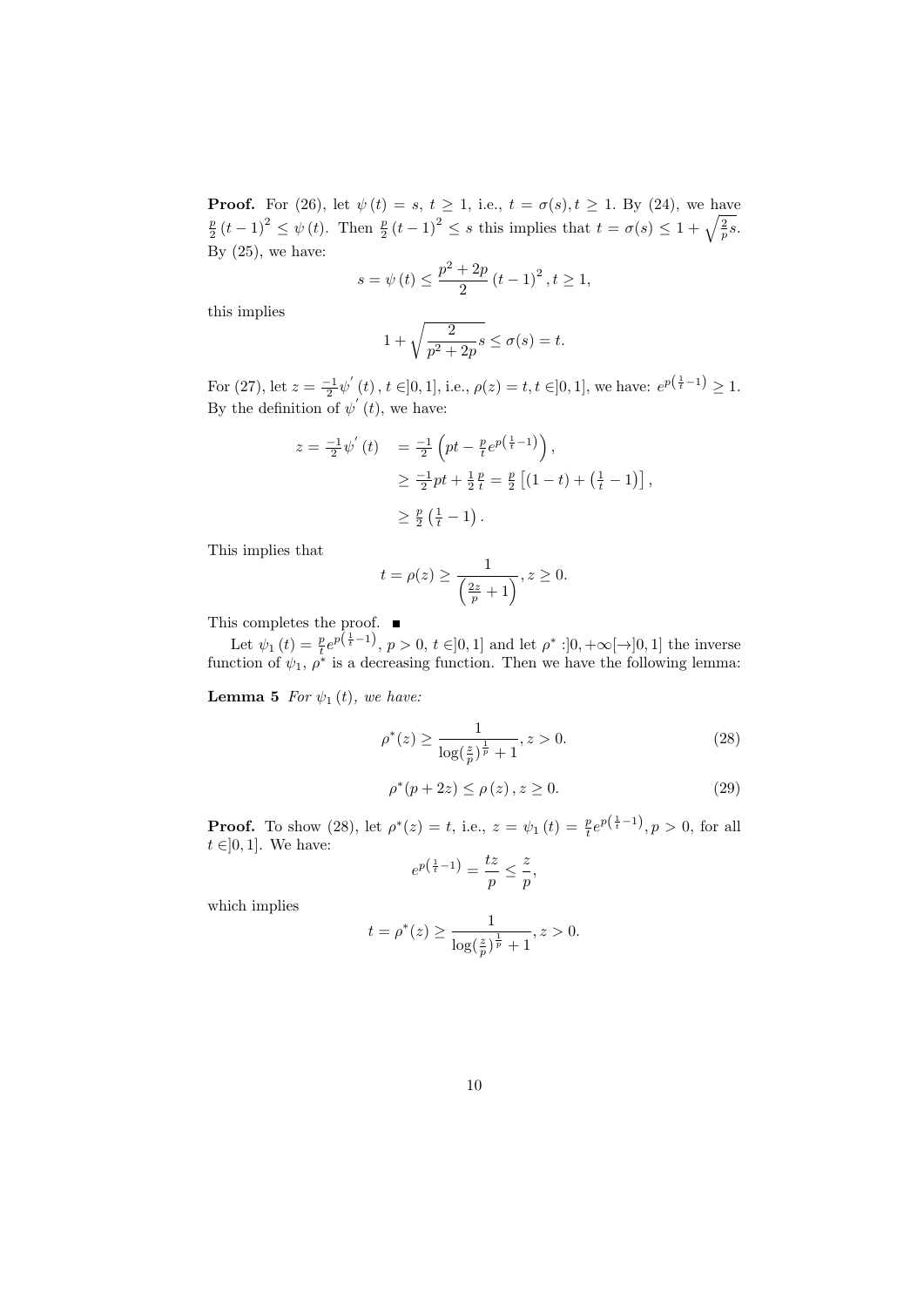**Proof.** For (26), let $\psi(t) = s$, $t \geq 1$, i.e., $t = \sigma(s), t \geq 1$. By (24), we have $\frac{p}{2}(t-1)^2 \leq \psi(t)$. Then $\frac{p}{2}(t-1)^2 \leq s$ this implies that $t = \sigma(s) \leq 1 + \sqrt{\frac{2}{p}s}$. By (25), we have:

$$s = \psi(t) \leq \frac{p^2 + 2p}{2}(t-1)^2, t \geq 1,$$

this implies

$$1 + \sqrt{\frac{2}{p^2 + 2p}s} \leq \sigma(s) = t.$$

For (27), let $z = \frac{-1}{2}\psi^{'}(t)$, $t \in ]0, 1]$, i.e., $\rho(z) = t, t \in ]0, 1]$, we have: $e^{p\left(\frac{1}{t}-1\right)} \geq 1$. By the definition of $\psi^{'}(t)$, we have:

$$\begin{aligned} z = \tfrac{-1}{2}\psi^{'}(t) &= \tfrac{-1}{2}\left(pt - \tfrac{p}{t}e^{p\left(\frac{1}{t}-1\right)}\right), \\ &\geq \tfrac{-1}{2}pt + \tfrac{1}{2}\tfrac{p}{t} = \tfrac{p}{2}\left[(1-t) + \left(\tfrac{1}{t} - 1\right)\right], \\ &\geq \tfrac{p}{2}\left(\tfrac{1}{t} - 1\right). \end{aligned}$$

This implies that

$$t = \rho(z) \geq \frac{1}{\left(\frac{2z}{p} + 1\right)}, z \geq 0.$$

This completes the proof. ∎

Let $\psi_1(t) = \frac{p}{t}e^{p\left(\frac{1}{t}-1\right)}$, $p > 0$, $t \in ]0, 1]$ and let $\rho^* : ]0, +\infty[ \to ]0, 1]$ the inverse function of $\psi_1$, $\rho^*$ is a decreasing function. Then we have the following lemma:

**Lemma 5** *For $\psi_1(t)$, we have:*

$$\rho^*(z) \geq \frac{1}{\log(\frac{z}{p})^{\frac{1}{p}} + 1}, z > 0. \tag{28}$$

$$\rho^*(p + 2z) \leq \rho(z), z \geq 0. \tag{29}$$

**Proof.** To show (28), let $\rho^*(z) = t$, i.e., $z = \psi_1(t) = \frac{p}{t}e^{p\left(\frac{1}{t}-1\right)}, p > 0$, for all $t \in ]0, 1]$. We have:

$$e^{p\left(\frac{1}{t}-1\right)} = \frac{tz}{p} \leq \frac{z}{p},$$

which implies

$$t = \rho^*(z) \geq \frac{1}{\log(\frac{z}{p})^{\frac{1}{p}} + 1}, z > 0.$$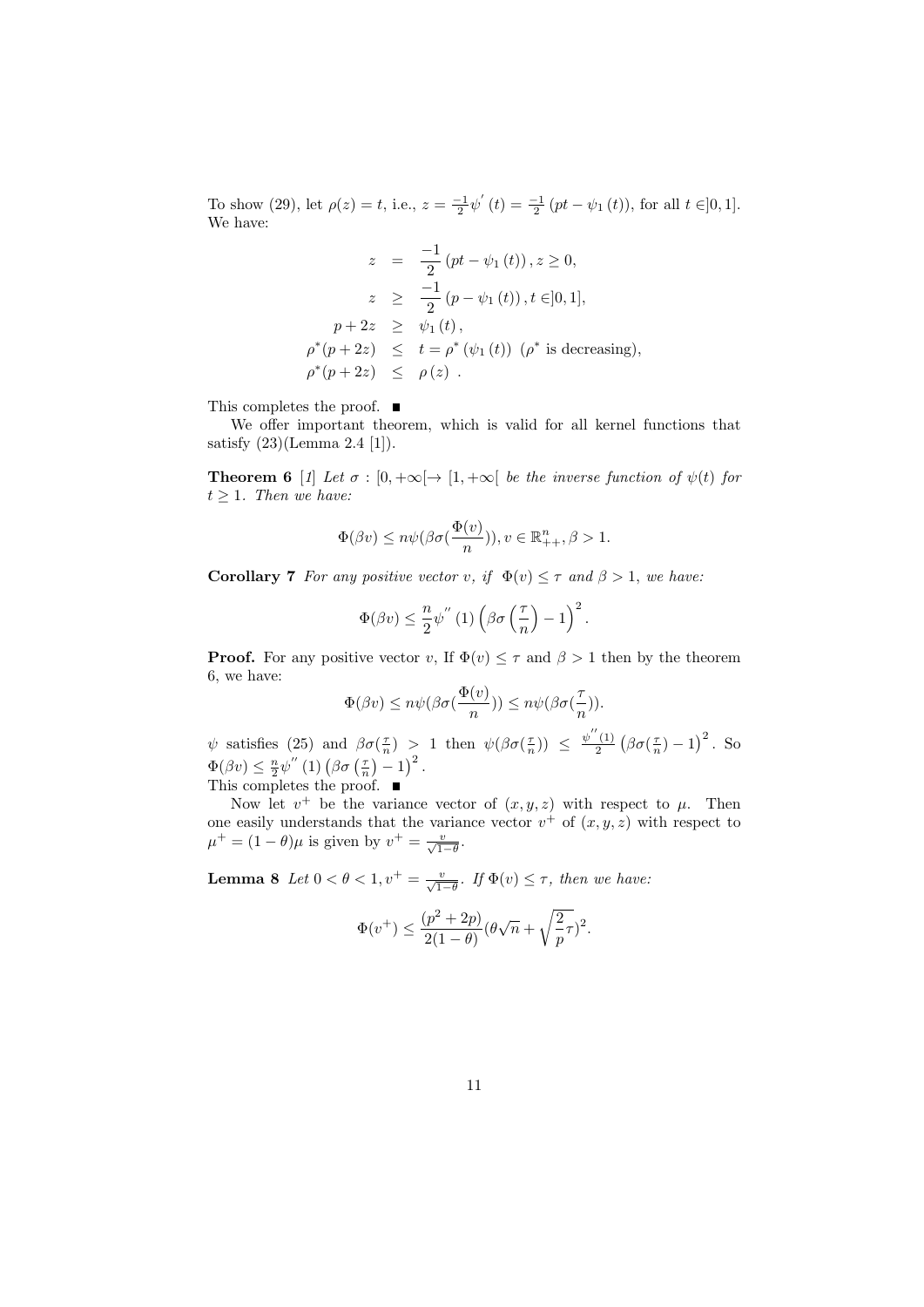To show (29), let $\rho(z) = t$, i.e., $z = \frac{-1}{2}\psi^{'}(t) = \frac{-1}{2}(pt - \psi_1(t))$, for all $t \in ]0, 1]$. We have:

$$
\begin{aligned}
z &= \frac{-1}{2}(pt - \psi_1(t)), z \geq 0, \\
z &\geq \frac{-1}{2}(p - \psi_1(t)), t \in ]0, 1], \\
p + 2z &\geq \psi_1(t), \\
\rho^*(p + 2z) &\leq t = \rho^*(\psi_1(t)) \text{ ($\rho^*$ is decreasing)}, \\
\rho^*(p + 2z) &\leq \rho(z) .
\end{aligned}
$$

This completes the proof. ■

We offer important theorem, which is valid for all kernel functions that satisfy (23)(Lemma 2.4 [1]).

**Theorem 6** *[1] Let $\sigma : [0, +\infty[ \to [1, +\infty[$ be the inverse function of $\psi(t)$ for $t \geq 1$. Then we have:*

$$\Phi(\beta v) \leq n\psi(\beta\sigma(\frac{\Phi(v)}{n})), v \in \mathbb{R}^n_{++}, \beta > 1.$$

**Corollary 7** *For any positive vector $v$, if $\Phi(v) \leq \tau$ and $\beta > 1$, we have:*

$$\Phi(\beta v) \leq \frac{n}{2}\psi^{''}(1)\left(\beta\sigma\left(\frac{\tau}{n}\right) - 1\right)^2.$$

**Proof.** For any positive vector $v$, If $\Phi(v) \leq \tau$ and $\beta > 1$ then by the theorem 6, we have:

$$\Phi(\beta v) \leq n\psi(\beta\sigma(\frac{\Phi(v)}{n})) \leq n\psi(\beta\sigma(\frac{\tau}{n})).$$

$\psi$ satisfies (25) and $\beta\sigma(\frac{\tau}{n}) > 1$ then $\psi(\beta\sigma(\frac{\tau}{n})) \leq \frac{\psi^{''}(1)}{2}\left(\beta\sigma(\frac{\tau}{n}) - 1\right)^2$. So $\Phi(\beta v) \leq \frac{n}{2}\psi^{''}(1)\left(\beta\sigma\left(\frac{\tau}{n}\right) - 1\right)^2$.

This completes the proof. ■

Now let $v^+$ be the variance vector of $(x, y, z)$ with respect to $\mu$. Then one easily understands that the variance vector $v^+$ of $(x, y, z)$ with respect to $\mu^+ = (1 - \theta)\mu$ is given by $v^+ = \frac{v}{\sqrt{1-\theta}}$.

**Lemma 8** *Let $0 < \theta < 1, v^+ = \frac{v}{\sqrt{1-\theta}}$. If $\Phi(v) \leq \tau$, then we have:*

$$\Phi(v^+) \leq \frac{(p^2 + 2p)}{2(1 - \theta)}(\theta\sqrt{n} + \sqrt{\frac{2}{p}\tau})^2.$$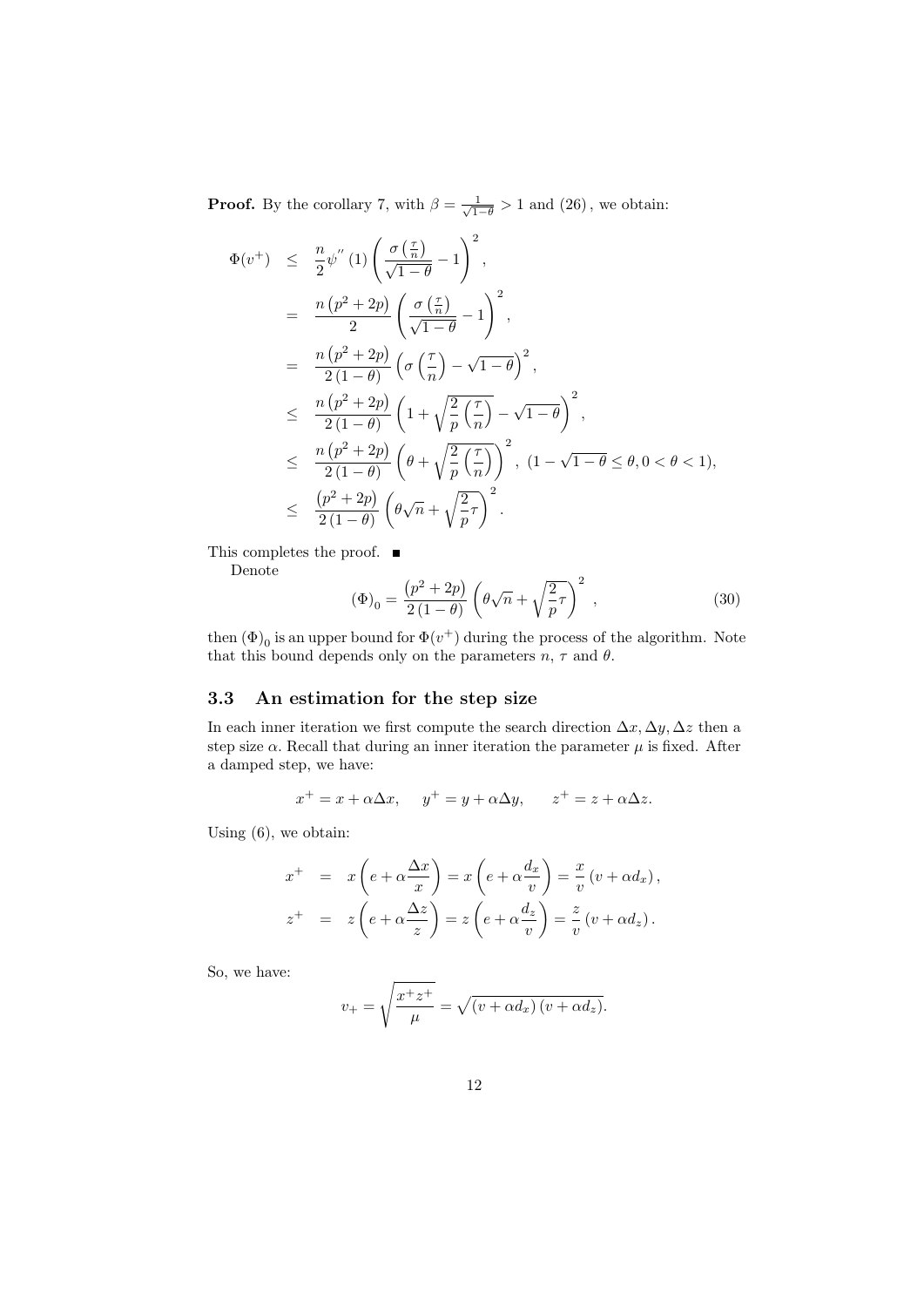**Proof.** By the corollary 7, with $\beta = \frac{1}{\sqrt{1-\theta}} > 1$ and (26), we obtain:

$$
\begin{aligned}
\Phi(v^+) &\leq \frac{n}{2}\psi''(1)\left(\frac{\sigma\left(\frac{\tau}{n}\right)}{\sqrt{1-\theta}} - 1\right)^2, \\
&= \frac{n\left(p^2+2p\right)}{2}\left(\frac{\sigma\left(\frac{\tau}{n}\right)}{\sqrt{1-\theta}} - 1\right)^2, \\
&= \frac{n\left(p^2+2p\right)}{2\left(1-\theta\right)}\left(\sigma\left(\frac{\tau}{n}\right) - \sqrt{1-\theta}\right)^2, \\
&\leq \frac{n\left(p^2+2p\right)}{2\left(1-\theta\right)}\left(1 + \sqrt{\frac{2}{p}\left(\frac{\tau}{n}\right)} - \sqrt{1-\theta}\right)^2, \\
&\leq \frac{n\left(p^2+2p\right)}{2\left(1-\theta\right)}\left(\theta + \sqrt{\frac{2}{p}\left(\frac{\tau}{n}\right)}\right)^2, \ (1-\sqrt{1-\theta} \leq \theta, 0 < \theta < 1), \\
&\leq \frac{\left(p^2+2p\right)}{2\left(1-\theta\right)}\left(\theta\sqrt{n} + \sqrt{\frac{2}{p}\tau}\right)^2.
\end{aligned}
$$

This completes the proof. ■

Denote

$$
\left(\Phi\right)_0 = \frac{\left(p^2+2p\right)}{2\left(1-\theta\right)}\left(\theta\sqrt{n} + \sqrt{\frac{2}{p}\tau}\right)^2, \tag{30}
$$

then $\left(\Phi\right)_0$ is an upper bound for $\Phi(v^+)$ during the process of the algorithm. Note that this bound depends only on the parameters $n$, $\tau$ and $\theta$.

### 3.3 An estimation for the step size

In each inner iteration we first compute the search direction $\Delta x, \Delta y, \Delta z$ then a step size $\alpha$. Recall that during an inner iteration the parameter $\mu$ is fixed. After a damped step, we have:

$$
x^+ = x + \alpha\Delta x, \quad y^+ = y + \alpha\Delta y, \quad z^+ = z + \alpha\Delta z.
$$

Using (6), we obtain:

$$
\begin{aligned}
x^+ &= x\left(e + \alpha\frac{\Delta x}{x}\right) = x\left(e + \alpha\frac{d_x}{v}\right) = \frac{x}{v}\left(v + \alpha d_x\right), \\
z^+ &= z\left(e + \alpha\frac{\Delta z}{z}\right) = z\left(e + \alpha\frac{d_z}{v}\right) = \frac{z}{v}\left(v + \alpha d_z\right).
\end{aligned}
$$

So, we have:

$$
v_+ = \sqrt{\frac{x^+z^+}{\mu}} = \sqrt{\left(v + \alpha d_x\right)\left(v + \alpha d_z\right)}.
$$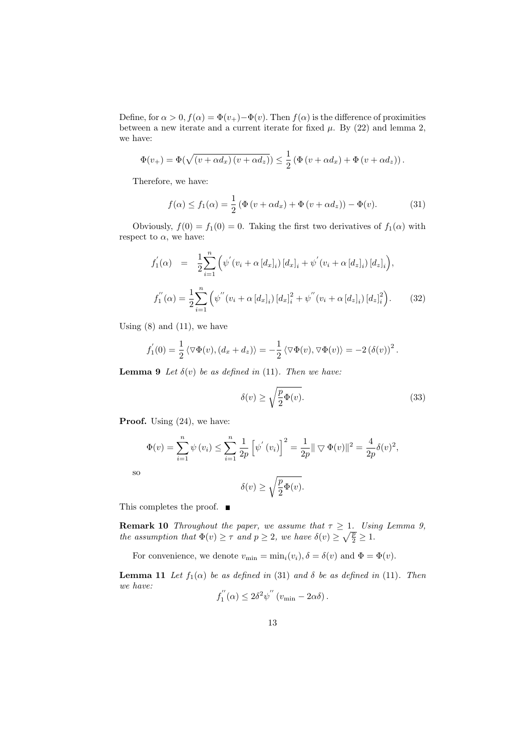Define, for $\alpha > 0$, $f(\alpha) = \Phi(v_+) - \Phi(v)$. Then $f(\alpha)$ is the difference of proximities between a new iterate and a current iterate for fixed $\mu$. By (22) and lemma 2, we have:

$$\Phi(v_+) = \Phi(\sqrt{(v + \alpha d_x)(v + \alpha d_z)}) \leq \frac{1}{2}\left(\Phi\left(v + \alpha d_x\right) + \Phi\left(v + \alpha d_z\right)\right).$$

Therefore, we have:

$$f(\alpha) \leq f_1(\alpha) = \frac{1}{2}\left(\Phi\left(v + \alpha d_x\right) + \Phi\left(v + \alpha d_z\right)\right) - \Phi(v). \tag{31}$$

Obviously, $f(0) = f_1(0) = 0$. Taking the first two derivatives of $f_1(\alpha)$ with respect to $\alpha$, we have:

$$f_1^{'}(\alpha) = \frac{1}{2}\sum_{i=1}^{n}\Big(\psi^{'}(v_i + \alpha\left[d_x\right]_i)\left[d_x\right]_i + \psi^{'}(v_i + \alpha\left[d_z\right]_i)\left[d_z\right]_i\Big),$$

$$f_1^{''}(\alpha) = \frac{1}{2}\sum_{i=1}^{n}\Big(\psi^{''}(v_i + \alpha\left[d_x\right]_i)\left[d_x\right]_i^2 + \psi^{''}(v_i + \alpha\left[d_z\right]_i)\left[d_z\right]_i^2\Big). \tag{32}$$

Using (8) and (11), we have

$$f_1^{'}(0) = \frac{1}{2}\left\langle \triangledown\Phi(v), (d_x + d_z)\right\rangle = -\frac{1}{2}\left\langle \triangledown\Phi(v), \triangledown\Phi(v)\right\rangle = -2\left(\delta(v)\right)^2.$$

**Lemma 9** *Let $\delta(v)$ be as defined in* (11). *Then we have:*

$$\delta(v) \geq \sqrt{\frac{p}{2}\Phi(v)}. \tag{33}$$

**Proof.** Using (24), we have:

$$\Phi(v) = \sum_{i=1}^{n}\psi\left(v_i\right) \leq \sum_{i=1}^{n}\frac{1}{2p}\left[\psi^{'}\left(v_i\right)\right]^2 = \frac{1}{2p}\|\triangledown\Phi(v)\|^2 = \frac{4}{2p}\delta(v)^2,$$

so

$$\delta(v) \geq \sqrt{\frac{p}{2}\Phi(v)}.$$

This completes the proof. ■

**Remark 10** *Throughout the paper, we assume that $\tau \geq 1$. Using Lemma 9, the assumption that $\Phi(v) \geq \tau$ and $p \geq 2$, we have $\delta(v) \geq \sqrt{\frac{p}{2}} \geq 1$.*

For convenience, we denote $v_{\min} = \min_i(v_i), \delta = \delta(v)$ and $\Phi = \Phi(v)$.

**Lemma 11** *Let $f_1(\alpha)$ be as defined in* (31) *and $\delta$ be as defined in* (11). *Then we have:*

$$f_1^{''}(\alpha) \leq 2\delta^2\psi^{''}\left(v_{\min} - 2\alpha\delta\right).$$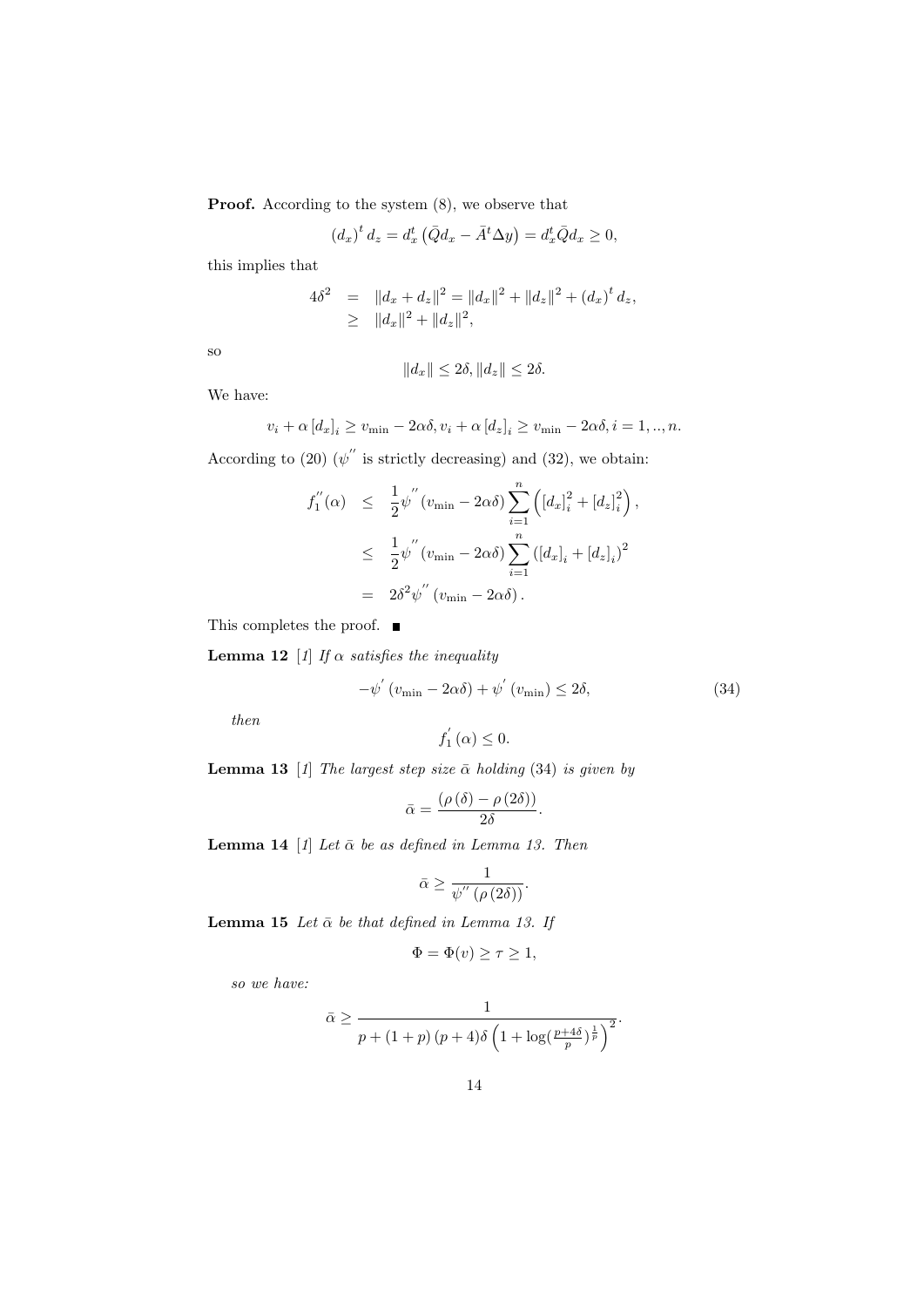**Proof.** According to the system (8), we observe that

$$(d_x)^t d_z = d_x^t \left(\bar{Q} d_x - \bar{A}^t \Delta y\right) = d_x^t \bar{Q} d_x \geq 0,$$

this implies that

$$\begin{aligned} 4\delta^2 &= \|d_x + d_z\|^2 = \|d_x\|^2 + \|d_z\|^2 + (d_x)^t d_z, \\ &\geq \|d_x\|^2 + \|d_z\|^2, \end{aligned}$$

so

$$\|d_x\| \leq 2\delta, \|d_z\| \leq 2\delta.$$

We have:

$$v_i + \alpha \left[d_x\right]_i \geq v_{\min} - 2\alpha\delta, v_i + \alpha \left[d_z\right]_i \geq v_{\min} - 2\alpha\delta, i = 1, .., n.$$

According to (20) ($\psi''$ is strictly decreasing) and (32), we obtain:

$$\begin{aligned} f_1''(\alpha) &\leq \frac{1}{2}\psi''(v_{\min} - 2\alpha\delta) \sum_{i=1}^{n} \left([d_x]_i^2 + [d_z]_i^2\right), \\ &\leq \frac{1}{2}\psi''(v_{\min} - 2\alpha\delta) \sum_{i=1}^{n} \left([d_x]_i + [d_z]_i\right)^2 \\ &= 2\delta^2 \psi''(v_{\min} - 2\alpha\delta). \end{aligned}$$

This completes the proof. ■

**Lemma 12** [1] *If $\alpha$ satisfies the inequality*

$$-\psi'(v_{\min} - 2\alpha\delta) + \psi'(v_{\min}) \leq 2\delta, \tag{34}$$

*then*

$$f_1'(\alpha) \leq 0.$$

**Lemma 13** [1] *The largest step size $\bar{\alpha}$ holding (34) is given by*

$$\bar{\alpha} = \frac{(\rho(\delta) - \rho(2\delta))}{2\delta}.$$

**Lemma 14** [1] *Let $\bar{\alpha}$ be as defined in Lemma 13. Then*

$$\bar{\alpha} \geq \frac{1}{\psi''(\rho(2\delta))}.$$

**Lemma 15** *Let $\bar{\alpha}$ be that defined in Lemma 13. If*

$$\Phi = \Phi(v) \geq \tau \geq 1,$$

*so we have:*

$$\bar{\alpha} \geq \frac{1}{p + (1+p)(p+4)\delta\left(1 + \log(\frac{p+4\delta}{p})^{\frac{1}{p}}\right)^2}.$$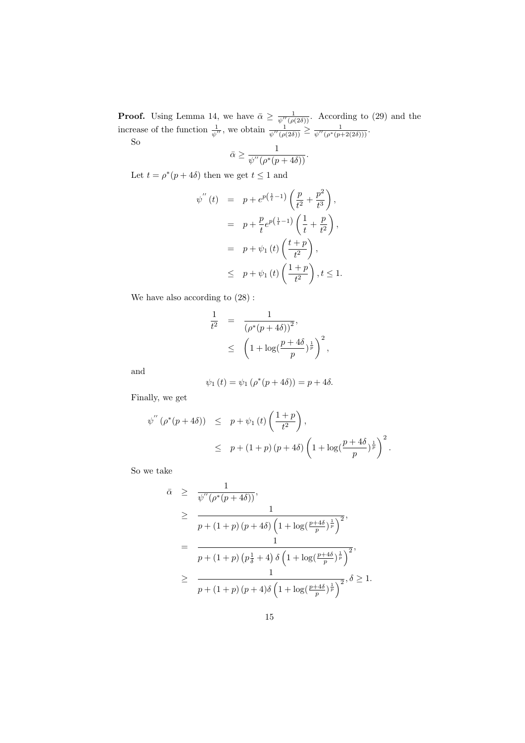**Proof.** Using Lemma 14, we have $\bar{\alpha} \geq \frac{1}{\psi''(\rho(2\delta))}$. According to (29) and the increase of the function $\frac{1}{\psi''}$, we obtain $\frac{1}{\psi''(\rho(2\delta))} \geq \frac{1}{\psi''(\rho^*(p+2(2\delta)))}$.

So

$$\bar{\alpha} \geq \frac{1}{\psi''(\rho^*(p+4\delta))}.$$

Let $t = \rho^*(p+4\delta)$ then we get $t \leq 1$ and

$$\begin{aligned}
\psi''(t) &= p + e^{p\left(\frac{1}{t}-1\right)}\left(\frac{p}{t^2} + \frac{p^2}{t^3}\right), \\
&= p + \frac{p}{t} e^{p\left(\frac{1}{t}-1\right)}\left(\frac{1}{t} + \frac{p}{t^2}\right), \\
&= p + \psi_1(t)\left(\frac{t+p}{t^2}\right), \\
&\leq p + \psi_1(t)\left(\frac{1+p}{t^2}\right), t \leq 1.
\end{aligned}$$

We have also according to (28) :

$$\begin{aligned}
\frac{1}{t^2} &= \frac{1}{(\rho^*(p+4\delta))^2}, \\
&\leq \left(1 + \log\left(\frac{p+4\delta}{p}\right)^{\frac{1}{p}}\right)^2,
\end{aligned}$$

and

$$\psi_1(t) = \psi_1(\rho^*(p+4\delta)) = p + 4\delta.$$

Finally, we get

$$\begin{aligned}
\psi''(\rho^*(p+4\delta)) &\leq p + \psi_1(t)\left(\frac{1+p}{t^2}\right), \\
&\leq p + (1+p)(p+4\delta)\left(1 + \log\left(\frac{p+4\delta}{p}\right)^{\frac{1}{p}}\right)^2.
\end{aligned}$$

So we take

$$\begin{aligned}
\bar{\alpha} &\geq \frac{1}{\psi''(\rho^*(p+4\delta))}, \\
&\geq \frac{1}{p + (1+p)(p+4\delta)\left(1 + \log\left(\frac{p+4\delta}{p}\right)^{\frac{1}{p}}\right)^2}, \\
&= \frac{1}{p + (1+p)\left(p\frac{1}{\delta} + 4\right)\delta\left(1 + \log\left(\frac{p+4\delta}{p}\right)^{\frac{1}{p}}\right)^2}, \\
&\geq \frac{1}{p + (1+p)(p+4)\delta\left(1 + \log\left(\frac{p+4\delta}{p}\right)^{\frac{1}{p}}\right)^2}, \delta \geq 1.
\end{aligned}$$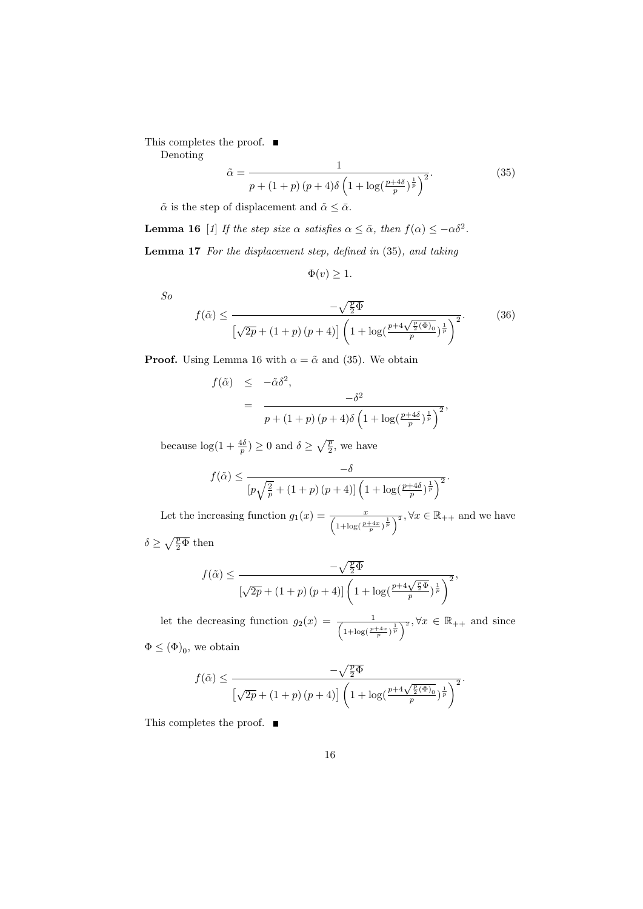This completes the proof. ∎

Denoting

$$\tilde{\alpha} = \frac{1}{p + (1+p)\,(p+4)\delta\left(1 + \log(\frac{p+4\delta}{p})^{\frac{1}{p}}\right)^2}. \tag{35}$$

$\tilde{\alpha}$ is the step of displacement and $\tilde{\alpha} \leq \bar{\alpha}$.

**Lemma 16** [1] *If the step size $\alpha$ satisfies $\alpha \leq \bar{\alpha}$, then $f(\alpha) \leq -\alpha\delta^2$.*

**Lemma 17** *For the displacement step, defined in* (35), *and taking*

$$\Phi(v) \geq 1.$$

*So*

$$f(\tilde{\alpha}) \leq \frac{-\sqrt{\frac{p}{2}\Phi}}{\left[\sqrt{2p} + (1+p)\,(p+4)\right]\left(1 + \log(\frac{p+4\sqrt{\frac{p}{2}(\Phi)_0}}{p})^{\frac{1}{p}}\right)^2}. \tag{36}$$

**Proof.** Using Lemma 16 with $\alpha = \tilde{\alpha}$ and (35). We obtain

$$\begin{aligned} f(\tilde{\alpha}) &\leq -\tilde{\alpha}\delta^2, \\ &= \frac{-\delta^2}{p + (1+p)\,(p+4)\delta\left(1 + \log(\frac{p+4\delta}{p})^{\frac{1}{p}}\right)^2}, \end{aligned}$$

because $\log(1 + \frac{4\delta}{p}) \geq 0$ and $\delta \geq \sqrt{\frac{p}{2}}$, we have

$$f(\tilde{\alpha}) \leq \frac{-\delta}{[p\sqrt{\frac{2}{p}} + (1+p)\,(p+4)]\left(1 + \log(\frac{p+4\delta}{p})^{\frac{1}{p}}\right)^2}.$$

Let the increasing function $g_1(x) = \frac{x}{\left(1+\log(\frac{p+4x}{p})^{\frac{1}{p}}\right)^2}, \forall x \in \mathbb{R}_{++}$ and we have $\delta \geq \sqrt{\frac{p}{2}\Phi}$ then

$$f(\tilde{\alpha}) \leq \frac{-\sqrt{\frac{p}{2}\Phi}}{[\sqrt{2p} + (1+p)\,(p+4)]\left(1 + \log(\frac{p+4\sqrt{\frac{p}{2}\Phi}}{p})^{\frac{1}{p}}\right)^2},$$

let the decreasing function $g_2(x) = \frac{1}{\left(1+\log(\frac{p+4x}{p})^{\frac{1}{p}}\right)^2}, \forall x \in \mathbb{R}_{++}$ and since $\Phi \leq (\Phi)_0$, we obtain

$$f(\tilde{\alpha}) \leq \frac{-\sqrt{\frac{p}{2}\Phi}}{\left[\sqrt{2p} + (1+p)\,(p+4)\right]\left(1 + \log(\frac{p+4\sqrt{\frac{p}{2}(\Phi)_0}}{p})^{\frac{1}{p}}\right)^2}.$$

This completes the proof. ∎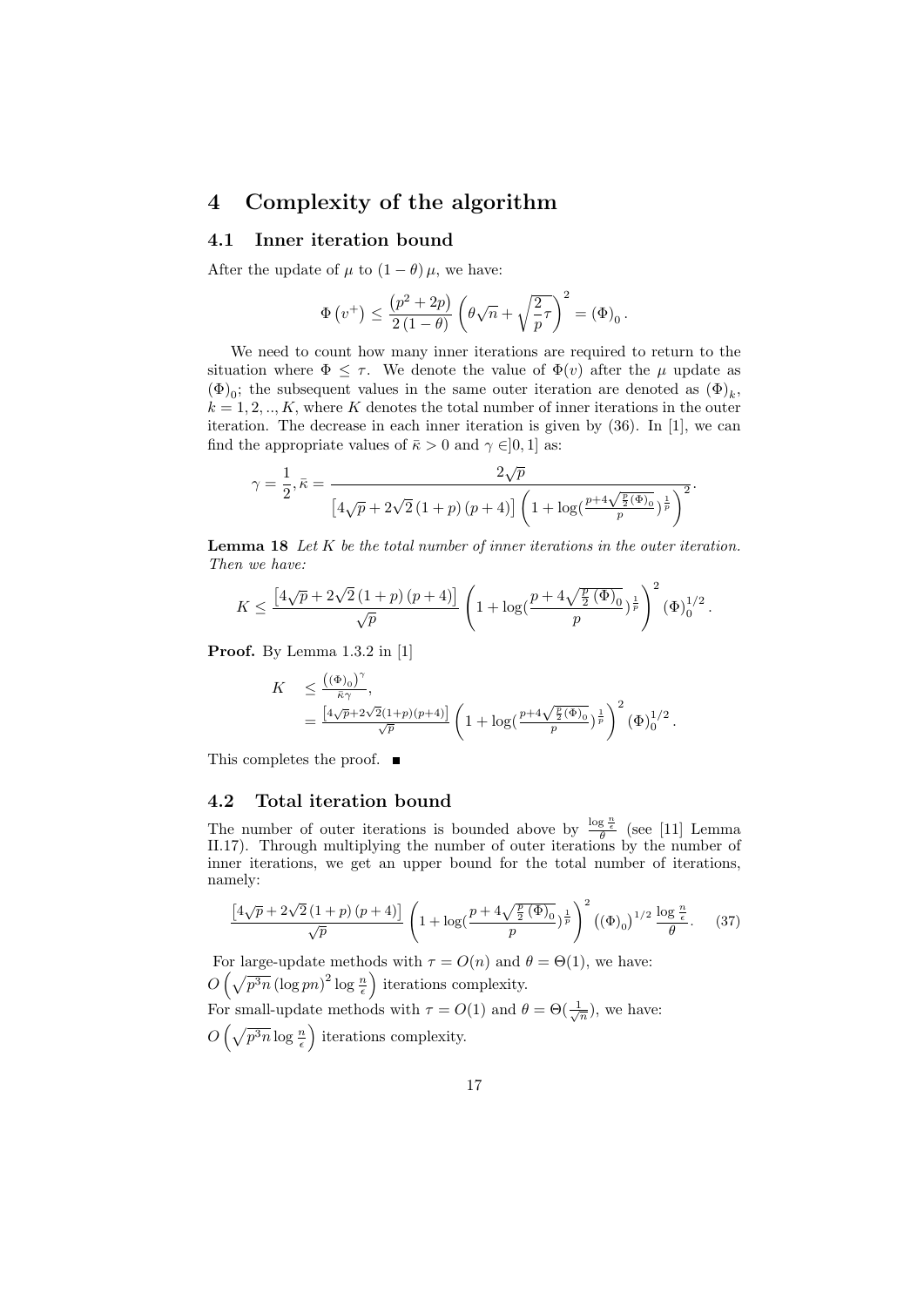# 4 Complexity of the algorithm

## 4.1 Inner iteration bound

After the update of $\mu$ to $(1-\theta)\mu$, we have:

$$\Phi\left(v^{+}\right) \leq \frac{\left(p^{2}+2p\right)}{2\left(1-\theta\right)}\left(\theta\sqrt{n}+\sqrt{\frac{2}{p}\tau}\right)^{2}=\left(\Phi\right)_{0}.$$

We need to count how many inner iterations are required to return to the situation where $\Phi \leq \tau$. We denote the value of $\Phi(v)$ after the $\mu$ update as $(\Phi)_0$; the subsequent values in the same outer iteration are denoted as $(\Phi)_k$, $k = 1, 2, .., K$, where $K$ denotes the total number of inner iterations in the outer iteration. The decrease in each inner iteration is given by (36). In [1], we can find the appropriate values of $\bar{\kappa} > 0$ and $\gamma \in ]0, 1]$ as:

$$\gamma=\frac{1}{2}, \bar{\kappa}=\frac{2\sqrt{p}}{\left[4\sqrt{p}+2\sqrt{2}\left(1+p\right)\left(p+4\right)\right]\left(1+\log(\frac{p+4\sqrt{\frac{p}{2}\left(\Phi\right)_{0}}}{p})^{\frac{1}{p}}\right)^{2}}.$$

**Lemma 18** *Let $K$ be the total number of inner iterations in the outer iteration. Then we have:*

$$K \leq \frac{\left[4\sqrt{p}+2\sqrt{2}\left(1+p\right)\left(p+4\right)\right]}{\sqrt{p}}\left(1+\log(\frac{p+4\sqrt{\frac{p}{2}\left(\Phi\right)_{0}}}{p})^{\frac{1}{p}}\right)^{2}\left(\Phi\right)_{0}^{1/2}.$$

**Proof.** By Lemma 1.3.2 in [1]

$$\begin{aligned}
K &\leq \frac{\left(\left(\Phi\right)_{0}\right)^{\gamma}}{\bar{\kappa}\gamma}, \\
&= \frac{\left[4\sqrt{p}+2\sqrt{2}\left(1+p\right)\left(p+4\right)\right]}{\sqrt{p}}\left(1+\log(\frac{p+4\sqrt{\frac{p}{2}\left(\Phi\right)_{0}}}{p})^{\frac{1}{p}}\right)^{2}\left(\Phi\right)_{0}^{1/2}.
\end{aligned}$$

This completes the proof. ∎

## 4.2 Total iteration bound

The number of outer iterations is bounded above by $\frac{\log\frac{n}{\epsilon}}{\theta}$ (see [11] Lemma II.17). Through multiplying the number of outer iterations by the number of inner iterations, we get an upper bound for the total number of iterations, namely:

$$\frac{\left[4\sqrt{p}+2\sqrt{2}\left(1+p\right)\left(p+4\right)\right]}{\sqrt{p}}\left(1+\log(\frac{p+4\sqrt{\frac{p}{2}\left(\Phi\right)_{0}}}{p})^{\frac{1}{p}}\right)^{2}\left(\left(\Phi\right)_{0}\right)^{1/2}\frac{\log\frac{n}{\epsilon}}{\theta}. \quad (37)$$

For large-update methods with $\tau = O(n)$ and $\theta = \Theta(1)$, we have: $O\left(\sqrt{p^{3}n}\left(\log pn\right)^{2}\log\frac{n}{\epsilon}\right)$ iterations complexity.

For small-update methods with $\tau = O(1)$ and $\theta = \Theta(\frac{1}{\sqrt{n}})$, we have: $O\left(\sqrt{p^{3}n}\log\frac{n}{\epsilon}\right)$ iterations complexity.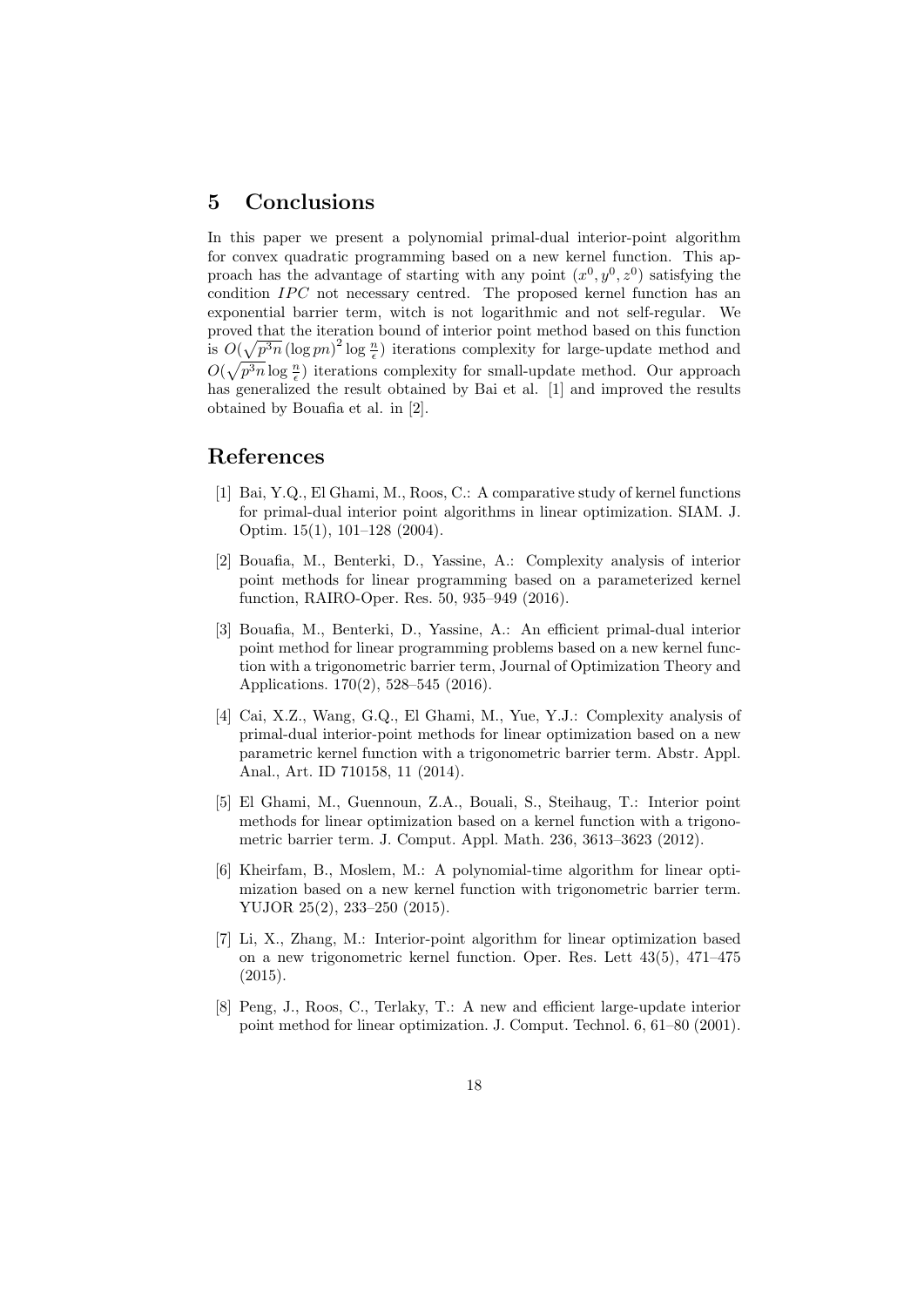# 5 Conclusions

In this paper we present a polynomial primal-dual interior-point algorithm for convex quadratic programming based on a new kernel function. This approach has the advantage of starting with any point $(x^0, y^0, z^0)$ satisfying the condition $IPC$ not necessary centred. The proposed kernel function has an exponential barrier term, witch is not logarithmic and not self-regular. We proved that the iteration bound of interior point method based on this function is $O(\sqrt{p^3 n}\,(\log pn)^2 \log \frac{n}{\epsilon})$ iterations complexity for large-update method and $O(\sqrt{p^3 n} \log \frac{n}{\epsilon})$ iterations complexity for small-update method. Our approach has generalized the result obtained by Bai et al. [1] and improved the results obtained by Bouafia et al. in [2].

# References

[1] Bai, Y.Q., El Ghami, M., Roos, C.: A comparative study of kernel functions for primal-dual interior point algorithms in linear optimization. SIAM. J. Optim. 15(1), 101–128 (2004).

[2] Bouafia, M., Benterki, D., Yassine, A.: Complexity analysis of interior point methods for linear programming based on a parameterized kernel function, RAIRO-Oper. Res. 50, 935–949 (2016).

[3] Bouafia, M., Benterki, D., Yassine, A.: An efficient primal-dual interior point method for linear programming problems based on a new kernel function with a trigonometric barrier term, Journal of Optimization Theory and Applications. 170(2), 528–545 (2016).

[4] Cai, X.Z., Wang, G.Q., El Ghami, M., Yue, Y.J.: Complexity analysis of primal-dual interior-point methods for linear optimization based on a new parametric kernel function with a trigonometric barrier term. Abstr. Appl. Anal., Art. ID 710158, 11 (2014).

[5] El Ghami, M., Guennoun, Z.A., Bouali, S., Steihaug, T.: Interior point methods for linear optimization based on a kernel function with a trigonometric barrier term. J. Comput. Appl. Math. 236, 3613–3623 (2012).

[6] Kheirfam, B., Moslem, M.: A polynomial-time algorithm for linear optimization based on a new kernel function with trigonometric barrier term. YUJOR 25(2), 233–250 (2015).

[7] Li, X., Zhang, M.: Interior-point algorithm for linear optimization based on a new trigonometric kernel function. Oper. Res. Lett 43(5), 471–475 (2015).

[8] Peng, J., Roos, C., Terlaky, T.: A new and efficient large-update interior point method for linear optimization. J. Comput. Technol. 6, 61–80 (2001).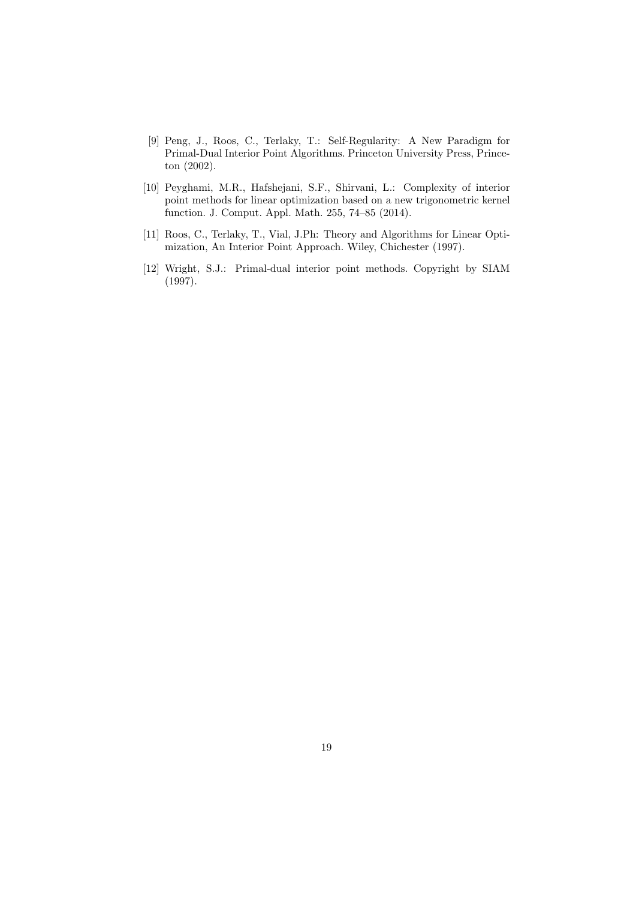[9] Peng, J., Roos, C., Terlaky, T.: Self-Regularity: A New Paradigm for Primal-Dual Interior Point Algorithms. Princeton University Press, Princeton (2002).

[10] Peyghami, M.R., Hafshejani, S.F., Shirvani, L.: Complexity of interior point methods for linear optimization based on a new trigonometric kernel function. J. Comput. Appl. Math. 255, 74–85 (2014).

[11] Roos, C., Terlaky, T., Vial, J.Ph: Theory and Algorithms for Linear Optimization, An Interior Point Approach. Wiley, Chichester (1997).

[12] Wright, S.J.: Primal-dual interior point methods. Copyright by SIAM (1997).